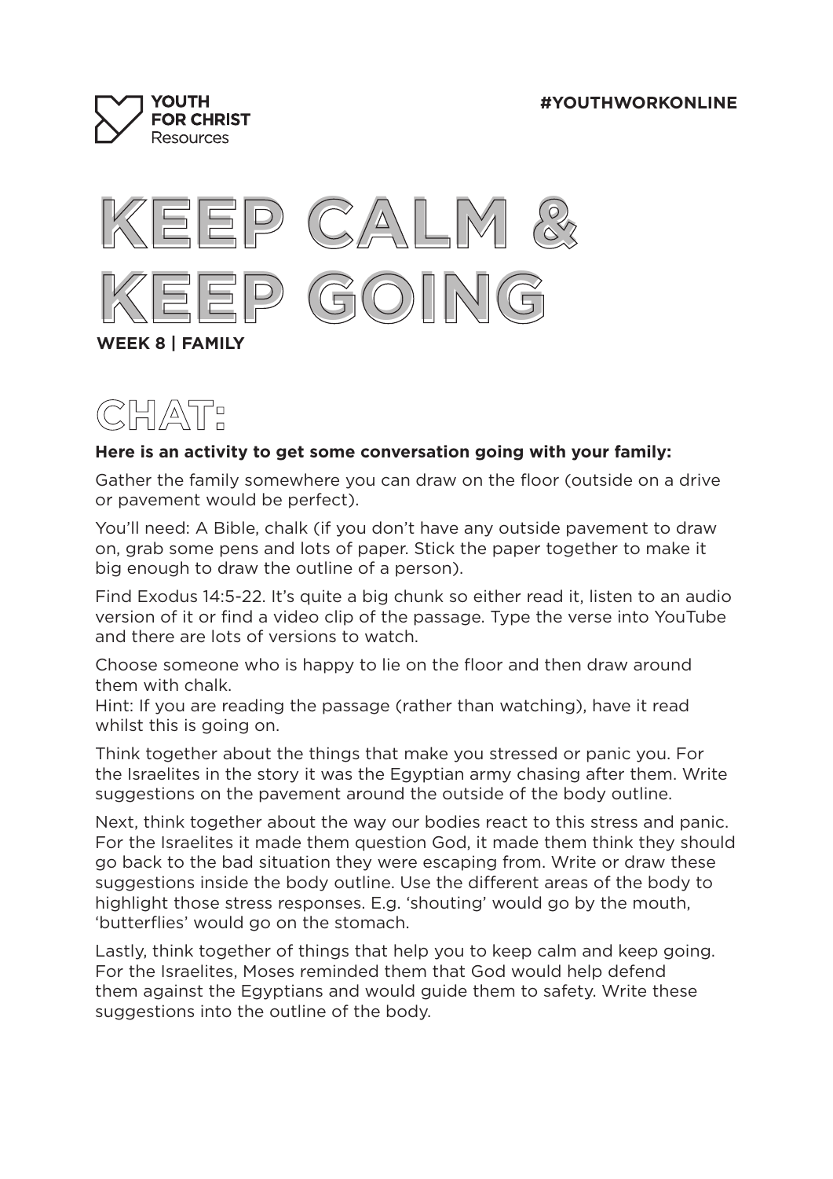YOUTH FOR CHRIST Resources

#YOUTHWORKONLINE

# KEEP CALM & KEEP GOING

**WEEK 8 | FAMILY**

## CHAT:

**Here is an activity to get some conversation going with your family:**

Gather the family somewhere you can draw on the floor (outside on a drive or pavement would be perfect).

You'll need: A Bible, chalk (if you don't have any outside pavement to draw on, grab some pens and lots of paper. Stick the paper together to make it big enough to draw the outline of a person).

Find Exodus 14:5-22. It's quite a big chunk so either read it, listen to an audio version of it or find a video clip of the passage. Type the verse into YouTube and there are lots of versions to watch.

Choose someone who is happy to lie on the floor and then draw around them with chalk.
Hint: If you are reading the passage (rather than watching), have it read whilst this is going on.

Think together about the things that make you stressed or panic you. For the Israelites in the story it was the Egyptian army chasing after them. Write suggestions on the pavement around the outside of the body outline.

Next, think together about the way our bodies react to this stress and panic. For the Israelites it made them question God, it made them think they should go back to the bad situation they were escaping from. Write or draw these suggestions inside the body outline. Use the different areas of the body to highlight those stress responses. E.g. 'shouting' would go by the mouth, 'butterflies' would go on the stomach.

Lastly, think together of things that help you to keep calm and keep going. For the Israelites, Moses reminded them that God would help defend them against the Egyptians and would guide them to safety. Write these suggestions into the outline of the body.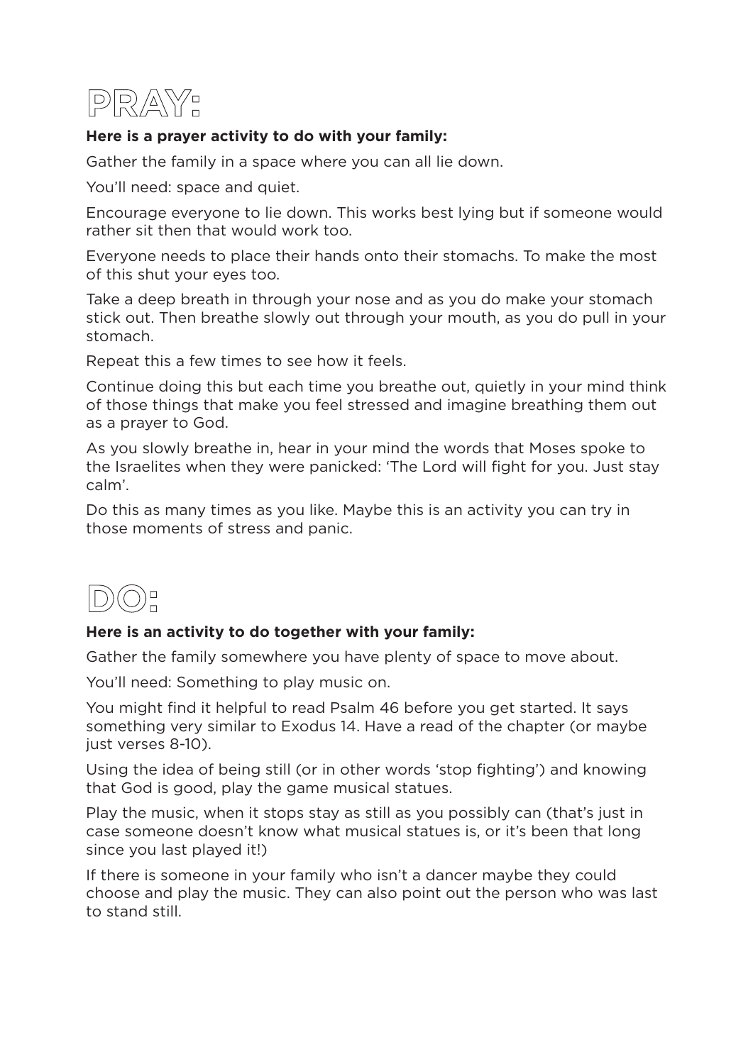# PRAY:

**Here is a prayer activity to do with your family:**

Gather the family in a space where you can all lie down.

You'll need: space and quiet.

Encourage everyone to lie down. This works best lying but if someone would rather sit then that would work too.

Everyone needs to place their hands onto their stomachs. To make the most of this shut your eyes too.

Take a deep breath in through your nose and as you do make your stomach stick out. Then breathe slowly out through your mouth, as you do pull in your stomach.

Repeat this a few times to see how it feels.

Continue doing this but each time you breathe out, quietly in your mind think of those things that make you feel stressed and imagine breathing them out as a prayer to God.

As you slowly breathe in, hear in your mind the words that Moses spoke to the Israelites when they were panicked: 'The Lord will fight for you. Just stay calm'.

Do this as many times as you like. Maybe this is an activity you can try in those moments of stress and panic.

# DO:

**Here is an activity to do together with your family:**

Gather the family somewhere you have plenty of space to move about.

You'll need: Something to play music on.

You might find it helpful to read Psalm 46 before you get started. It says something very similar to Exodus 14. Have a read of the chapter (or maybe just verses 8-10).

Using the idea of being still (or in other words 'stop fighting') and knowing that God is good, play the game musical statues.

Play the music, when it stops stay as still as you possibly can (that's just in case someone doesn't know what musical statues is, or it's been that long since you last played it!)

If there is someone in your family who isn't a dancer maybe they could choose and play the music. They can also point out the person who was last to stand still.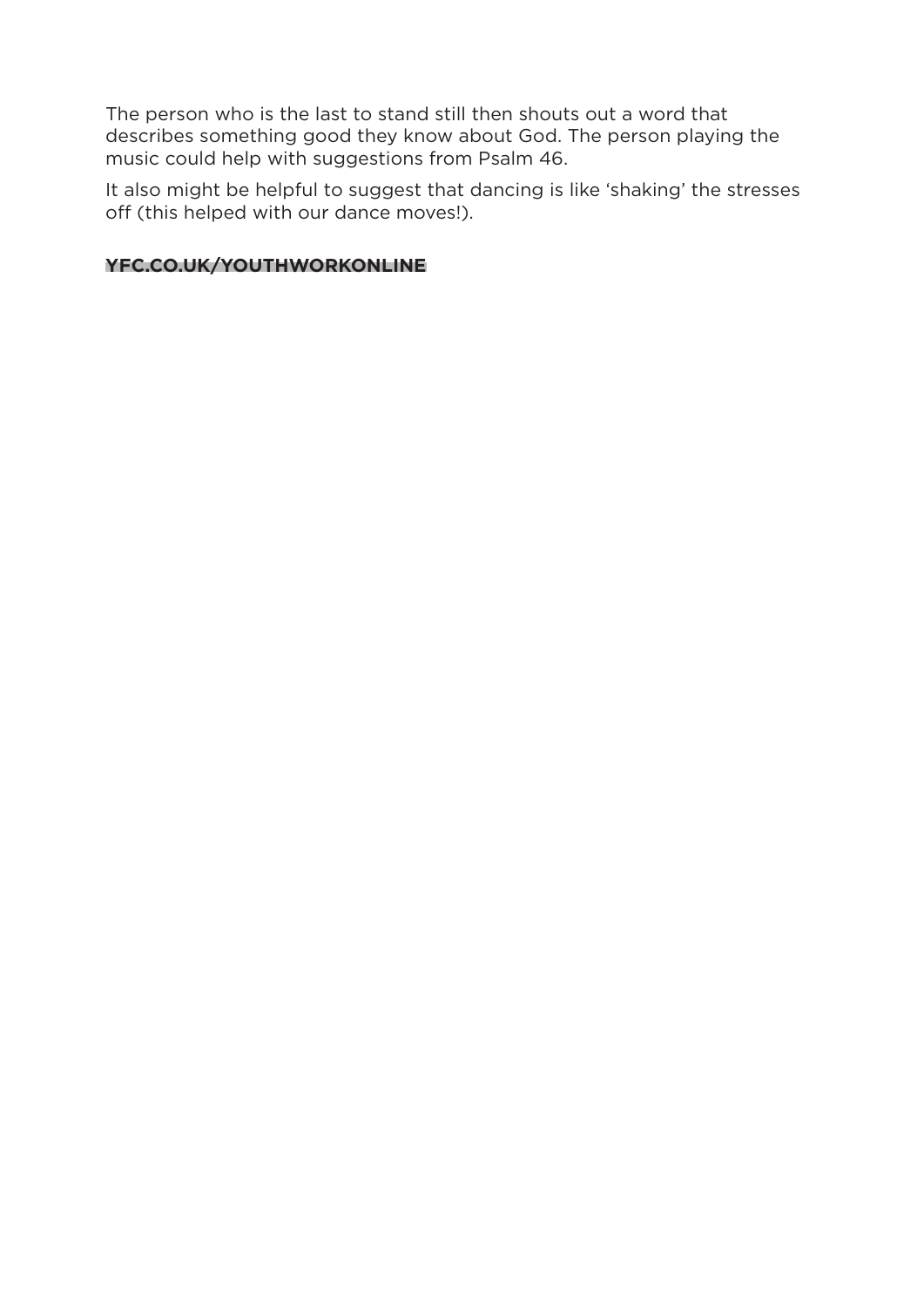The person who is the last to stand still then shouts out a word that describes something good they know about God. The person playing the music could help with suggestions from Psalm 46.

It also might be helpful to suggest that dancing is like 'shaking' the stresses off (this helped with our dance moves!).

**YFC.CO.UK/YOUTHWORKONLINE**